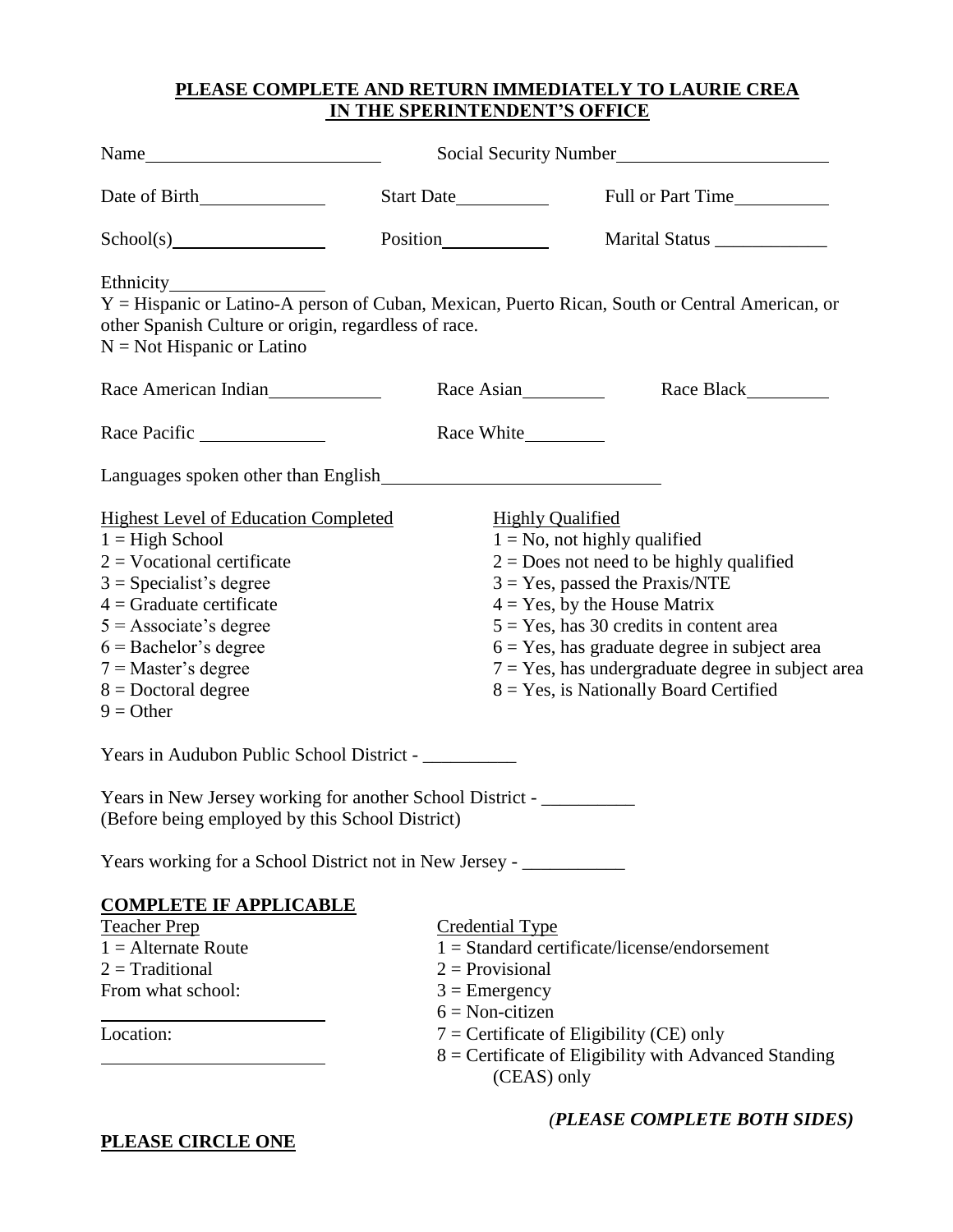**PLEASE COMPLETE AND RETURN IMMEDIATELY TO LAURIE CREA**
**IN THE SPERINTENDENT'S OFFICE**

Name________________________ Social Security Number______________________

Date of Birth____________ Start Date__________ Full or Part Time__________

School(s)_______________ Position___________ Marital Status ____________

Ethnicity_______________
Y = Hispanic or Latino-A person of Cuban, Mexican, Puerto Rican, South or Central American, or other Spanish Culture or origin, regardless of race.
N = Not Hispanic or Latino

Race American Indian___________ Race Asian_________ Race Black_________

Race Pacific _____________ Race White________

Languages spoken other than English_____________________________

Highest Level of Education Completed
1 = High School
2 = Vocational certificate
3 = Specialist's degree
4 = Graduate certificate
5 = Associate's degree
6 = Bachelor's degree
7 = Master's degree
8 = Doctoral degree
9 = Other

Highly Qualified
1 = No, not highly qualified
2 = Does not need to be highly qualified
3 = Yes, passed the Praxis/NTE
4 = Yes, by the House Matrix
5 = Yes, has 30 credits in content area
6 = Yes, has graduate degree in subject area
7 = Yes, has undergraduate degree in subject area
8 = Yes, is Nationally Board Certified

Years in Audubon Public School District - __________

Years in New Jersey working for another School District - __________
(Before being employed by this School District)

Years working for a School District not in New Jersey - ___________

**COMPLETE IF APPLICABLE**

Teacher Prep
1 = Alternate Route
2 = Traditional
From what school:
________________________
Location:
________________________

Credential Type
1 = Standard certificate/license/endorsement
2 = Provisional
3 = Emergency
6 = Non-citizen
7 = Certificate of Eligibility (CE) only
8 = Certificate of Eligibility with Advanced Standing (CEAS) only

***(PLEASE COMPLETE BOTH SIDES)***

**PLEASE CIRCLE ONE**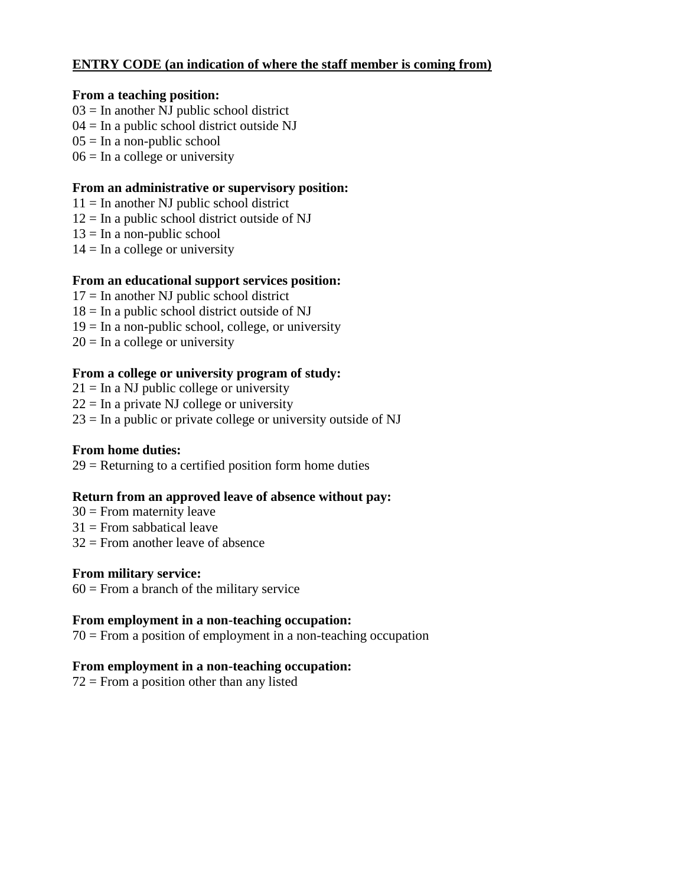**ENTRY CODE (an indication of where the staff member is coming from)**

**From a teaching position:**
03 = In another NJ public school district
04 = In a public school district outside NJ
05 = In a non-public school
06 = In a college or university

**From an administrative or supervisory position:**
11 = In another NJ public school district
12 = In a public school district outside of NJ
13 = In a non-public school
14 = In a college or university

**From an educational support services position:**
17 = In another NJ public school district
18 = In a public school district outside of NJ
19 = In a non-public school, college, or university
20 = In a college or university

**From a college or university program of study:**
21 = In a NJ public college or university
22 = In a private NJ college or university
23 = In a public or private college or university outside of NJ

**From home duties:**
29 = Returning to a certified position form home duties

**Return from an approved leave of absence without pay:**
30 = From maternity leave
31 = From sabbatical leave
32 = From another leave of absence

**From military service:**
60 = From a branch of the military service

**From employment in a non-teaching occupation:**
70 = From a position of employment in a non-teaching occupation

**From employment in a non-teaching occupation:**
72 = From a position other than any listed